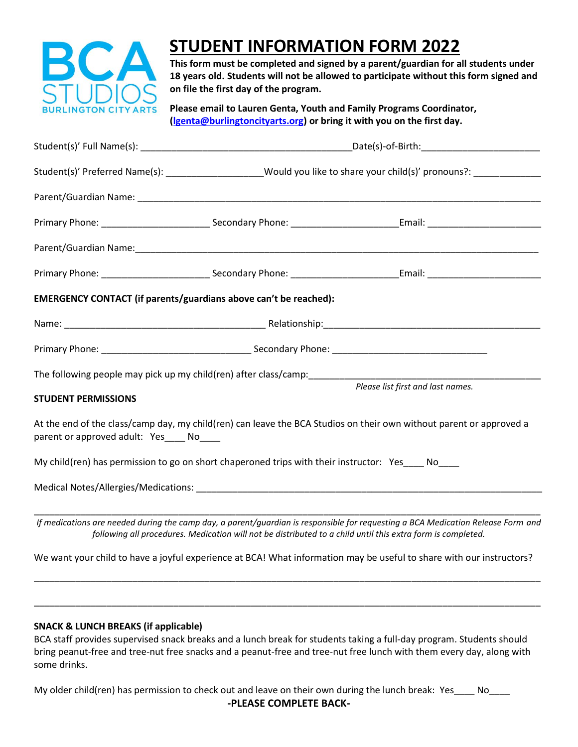BCA STUDIOS
BURLINGTON CITY ARTS

# STUDENT INFORMATION FORM 2022

**This form must be completed and signed by a parent/guardian for all students under 18 years old. Students will not be allowed to participate without this form signed and on file the first day of the program.**

**Please email to Lauren Genta, Youth and Family Programs Coordinator, (lgenta@burlingtoncityarts.org) or bring it with you on the first day.**

Student(s)' Full Name(s): ________________________________________Date(s)-of-Birth:______________________

Student(s)' Preferred Name(s): __________________Would you like to share your child(s)' pronouns?: ____________

Parent/Guardian Name: ___________________________________________________________________________

Primary Phone: ____________________ Secondary Phone: ____________________Email: _____________________

Parent/Guardian Name:___________________________________________________________________________

Primary Phone: ____________________ Secondary Phone: ____________________Email: _____________________

**EMERGENCY CONTACT (if parents/guardians above can't be reached):**

Name: ______________________________________ Relationship:_________________________________________

Primary Phone: ____________________________ Secondary Phone: _____________________________

The following people may pick up my child(ren) after class/camp:____________________________________________

*Please list first and last names.*

**STUDENT PERMISSIONS**

At the end of the class/camp day, my child(ren) can leave the BCA Studios on their own without parent or approved a parent or approved adult: Yes____ No____

My child(ren) has permission to go on short chaperoned trips with their instructor: Yes____ No____

Medical Notes/Allergies/Medications: __________________________________________________________________

_____________________________________________________________________________________________

*If medications are needed during the camp day, a parent/guardian is responsible for requesting a BCA Medication Release Form and following all procedures. Medication will not be distributed to a child until this extra form is completed.*

We want your child to have a joyful experience at BCA! What information may be useful to share with our instructors?

_____________________________________________________________________________________________

_____________________________________________________________________________________________

**SNACK & LUNCH BREAKS (if applicable)**

BCA staff provides supervised snack breaks and a lunch break for students taking a full-day program. Students should bring peanut-free and tree-nut free snacks and a peanut-free and tree-nut free lunch with them every day, along with some drinks.

My older child(ren) has permission to check out and leave on their own during the lunch break: Yes____ No____

**-PLEASE COMPLETE BACK-**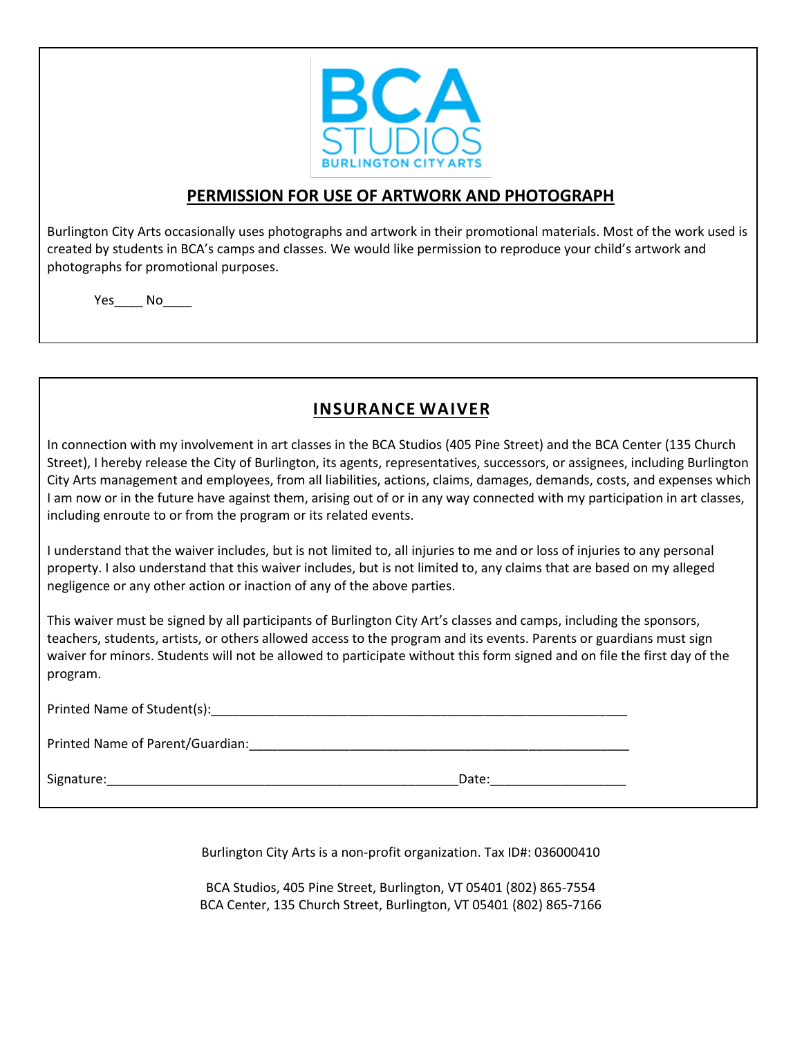BCA STUDIOS
BURLINGTON CITY ARTS

## PERMISSION FOR USE OF ARTWORK AND PHOTOGRAPH

Burlington City Arts occasionally uses photographs and artwork in their promotional materials. Most of the work used is created by students in BCA's camps and classes. We would like permission to reproduce your child's artwork and photographs for promotional purposes.

Yes____ No____

## INSURANCE WAIVER

In connection with my involvement in art classes in the BCA Studios (405 Pine Street) and the BCA Center (135 Church Street), I hereby release the City of Burlington, its agents, representatives, successors, or assignees, including Burlington City Arts management and employees, from all liabilities, actions, claims, damages, demands, costs, and expenses which I am now or in the future have against them, arising out of or in any way connected with my participation in art classes, including enroute to or from the program or its related events.

I understand that the waiver includes, but is not limited to, all injuries to me and or loss of injuries to any personal property. I also understand that this waiver includes, but is not limited to, any claims that are based on my alleged negligence or any other action or inaction of any of the above parties.

This waiver must be signed by all participants of Burlington City Art's classes and camps, including the sponsors, teachers, students, artists, or others allowed access to the program and its events. Parents or guardians must sign waiver for minors. Students will not be allowed to participate without this form signed and on file the first day of the program.

Printed Name of Student(s):____________________________________________________________

Printed Name of Parent/Guardian:_______________________________________________________

Signature:__________________________________________________Date:___________________

Burlington City Arts is a non-profit organization. Tax ID#: 036000410

BCA Studios, 405 Pine Street, Burlington, VT 05401 (802) 865-7554
BCA Center, 135 Church Street, Burlington, VT 05401 (802) 865-7166